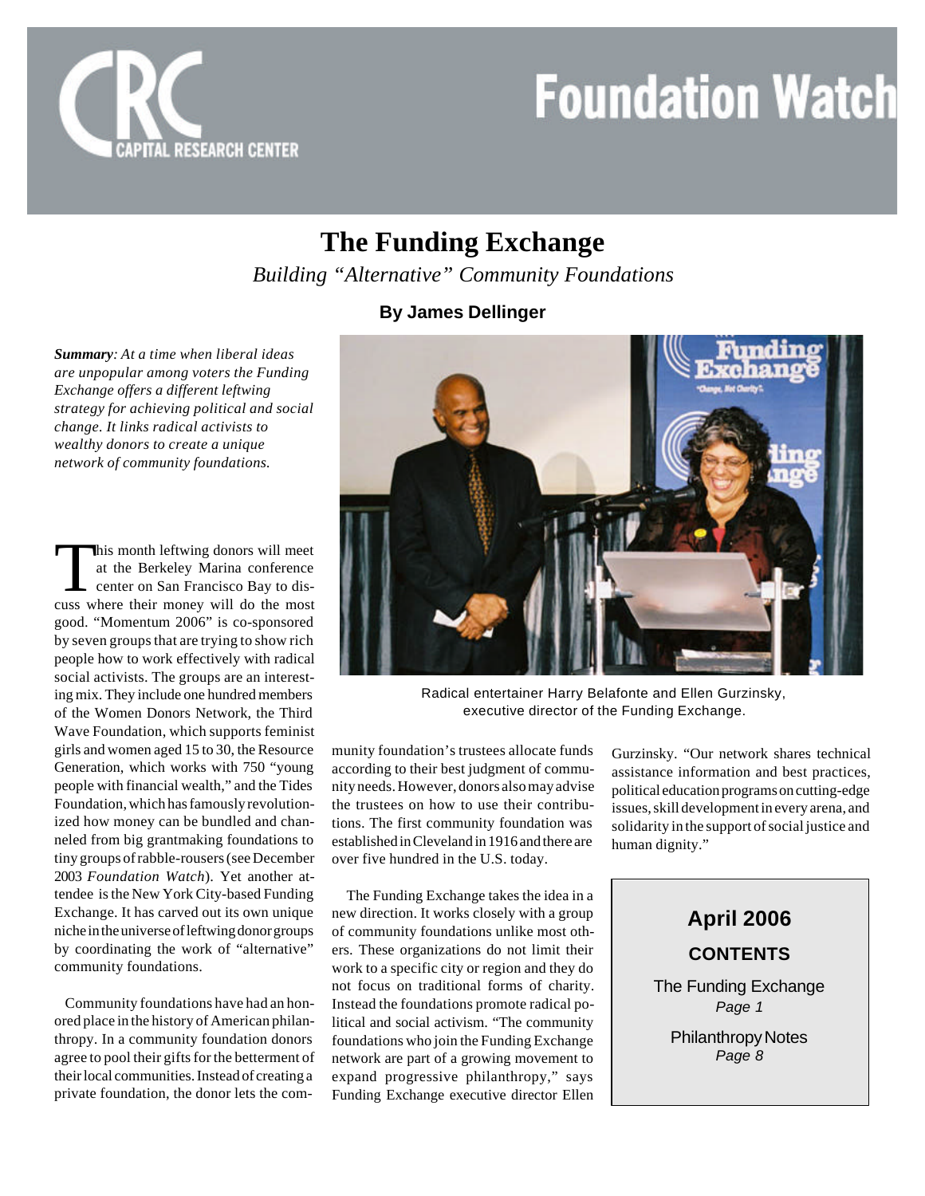# The Funding Exchange

*Building "Alternative" Community Foundations*

**By James Dellinger**

***Summary**: At a time when liberal ideas are unpopular among voters the Funding Exchange offers a different leftwing strategy for achieving political and social change. It links radical activists to wealthy donors to create a unique network of community foundations.*

Radical entertainer Harry Belafonte and Ellen Gurzinsky, executive director of the Funding Exchange.

This month leftwing donors will meet at the Berkeley Marina conference center on San Francisco Bay to discuss where their money will do the most good. "Momentum 2006" is co-sponsored by seven groups that are trying to show rich people how to work effectively with radical social activists. The groups are an interesting mix. They include one hundred members of the Women Donors Network, the Third Wave Foundation, which supports feminist girls and women aged 15 to 30, the Resource Generation, which works with 750 "young people with financial wealth," and the Tides Foundation, which has famously revolutionized how money can be bundled and channeled from big grantmaking foundations to tiny groups of rabble-rousers (see December 2003 *Foundation Watch*). Yet another attendee is the New York City-based Funding Exchange. It has carved out its own unique niche in the universe of leftwing donor groups by coordinating the work of "alternative" community foundations.

Community foundations have had an honored place in the history of American philanthropy. In a community foundation donors agree to pool their gifts for the betterment of their local communities. Instead of creating a private foundation, the donor lets the community foundation's trustees allocate funds according to their best judgment of community needs. However, donors also may advise the trustees on how to use their contributions. The first community foundation was established in Cleveland in 1916 and there are over five hundred in the U.S. today.

The Funding Exchange takes the idea in a new direction. It works closely with a group of community foundations unlike most others. These organizations do not limit their work to a specific city or region and they do not focus on traditional forms of charity. Instead the foundations promote radical political and social activism. "The community foundations who join the Funding Exchange network are part of a growing movement to expand progressive philanthropy," says Funding Exchange executive director Ellen Gurzinsky. "Our network shares technical assistance information and best practices, political education programs on cutting-edge issues, skill development in every arena, and solidarity in the support of social justice and human dignity."

**April 2006**

**CONTENTS**

The Funding Exchange
*Page 1*

Philanthropy Notes
*Page 8*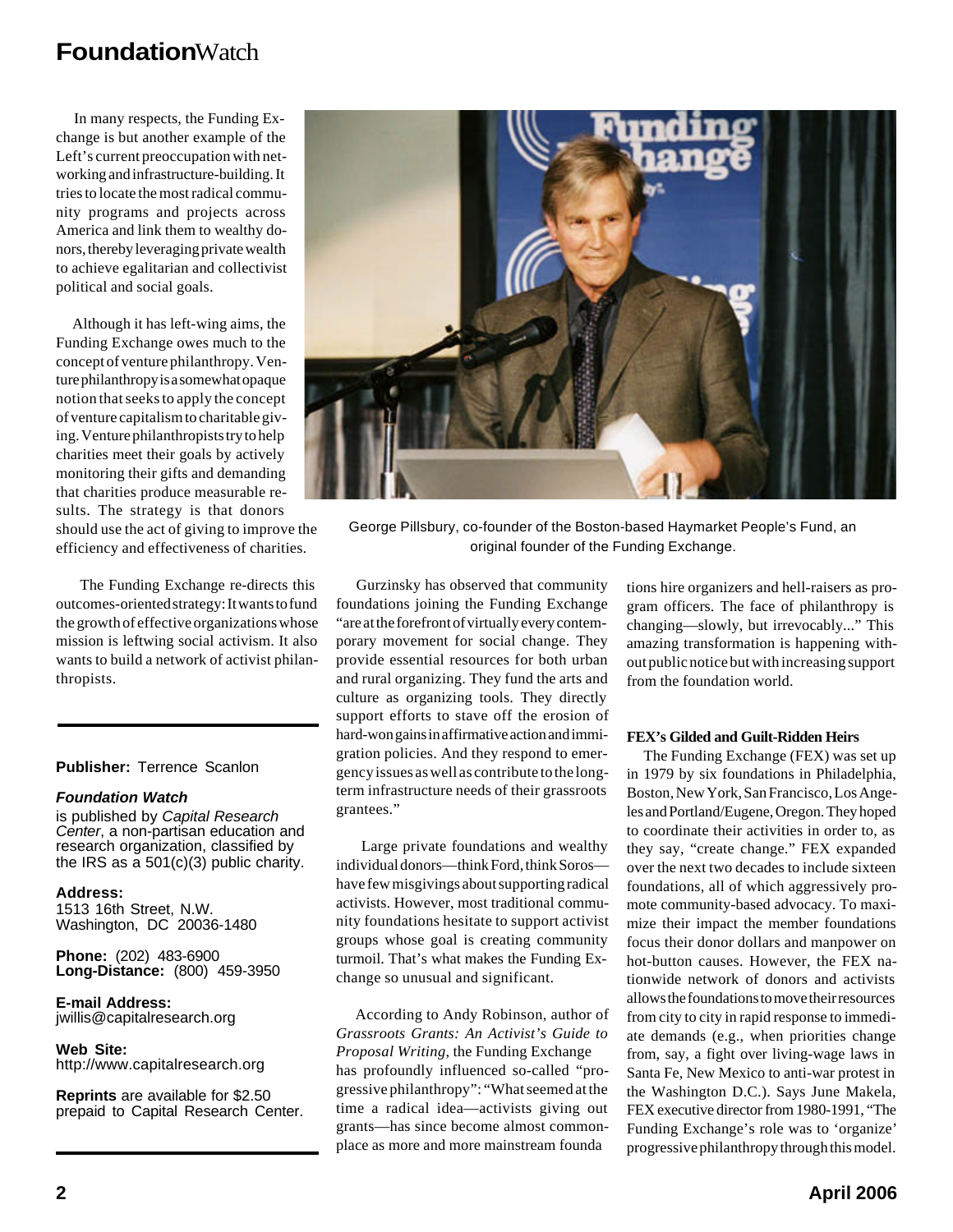In many respects, the Funding Exchange is but another example of the Left's current preoccupation with networking and infrastructure-building. It tries to locate the most radical community programs and projects across America and link them to wealthy donors, thereby leveraging private wealth to achieve egalitarian and collectivist political and social goals.

Although it has left-wing aims, the Funding Exchange owes much to the concept of venture philanthropy. Venture philanthropy is a somewhat opaque notion that seeks to apply the concept of venture capitalism to charitable giving. Venture philanthropists try to help charities meet their goals by actively monitoring their gifts and demanding that charities produce measurable results. The strategy is that donors should use the act of giving to improve the efficiency and effectiveness of charities.

The Funding Exchange re-directs this outcomes-oriented strategy: It wants to fund the growth of effective organizations whose mission is leftwing social activism. It also wants to build a network of activist philanthropists.

George Pillsbury, co-founder of the Boston-based Haymarket People's Fund, an original founder of the Funding Exchange.

Gurzinsky has observed that community foundations joining the Funding Exchange "are at the forefront of virtually every contemporary movement for social change. They provide essential resources for both urban and rural organizing. They fund the arts and culture as organizing tools. They directly support efforts to stave off the erosion of hard-won gains in affirmative action and immigration policies. And they respond to emergency issues as well as contribute to the long-term infrastructure needs of their grassroots grantees."

Large private foundations and wealthy individual donors—think Ford, think Soros—have few misgivings about supporting radical activists. However, most traditional community foundations hesitate to support activist groups whose goal is creating community turmoil. That's what makes the Funding Exchange so unusual and significant.

According to Andy Robinson, author of *Grassroots Grants: An Activist's Guide to Proposal Writing*, the Funding Exchange has profoundly influenced so-called "progressive philanthropy": "What seemed at the time a radical idea—activists giving out grants—has since become almost commonplace as more and more mainstream foundations hire organizers and hell-raisers as program officers. The face of philanthropy is changing—slowly, but irrevocably..." This amazing transformation is happening without public notice but with increasing support from the foundation world.

**FEX's Gilded and Guilt-Ridden Heirs**

The Funding Exchange (FEX) was set up in 1979 by six foundations in Philadelphia, Boston, New York, San Francisco, Los Angeles and Portland/Eugene, Oregon. They hoped to coordinate their activities in order to, as they say, "create change." FEX expanded over the next two decades to include sixteen foundations, all of which aggressively promote community-based advocacy. To maximize their impact the member foundations focus their donor dollars and manpower on hot-button causes. However, the FEX nationwide network of donors and activists allows the foundations to move their resources from city to city in rapid response to immediate demands (e.g., when priorities change from, say, a fight over living-wage laws in Santa Fe, New Mexico to anti-war protest in the Washington D.C.). Says June Makela, FEX executive director from 1980-1991, "The Funding Exchange's role was to 'organize' progressive philanthropy through this model.

---

**Publisher:** Terrence Scanlon

***Foundation Watch***
is published by *Capital Research Center*, a non-partisan education and research organization, classified by the IRS as a 501(c)(3) public charity.

**Address:**
1513 16th Street, N.W.
Washington, DC 20036-1480

**Phone:** (202) 483-6900
**Long-Distance:** (800) 459-3950

**E-mail Address:**
jwillis@capitalresearch.org

**Web Site:**
http://www.capitalresearch.org

**Reprints** are available for $2.50 prepaid to Capital Research Center.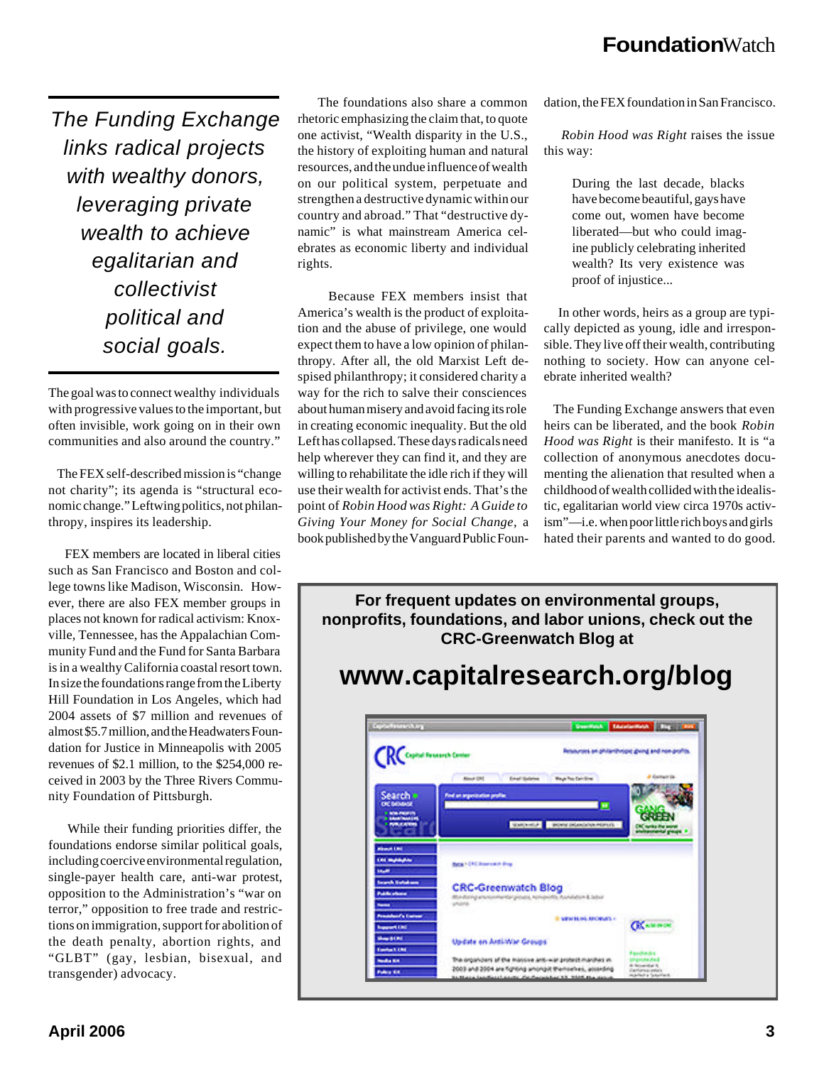*The Funding Exchange links radical projects with wealthy donors, leveraging private wealth to achieve egalitarian and collectivist political and social goals.*

The goal was to connect wealthy individuals with progressive values to the important, but often invisible, work going on in their own communities and also around the country."

The FEX self-described mission is "change not charity"; its agenda is "structural economic change." Leftwing politics, not philanthropy, inspires its leadership.

FEX members are located in liberal cities such as San Francisco and Boston and college towns like Madison, Wisconsin. However, there are also FEX member groups in places not known for radical activism: Knoxville, Tennessee, has the Appalachian Community Fund and the Fund for Santa Barbara is in a wealthy California coastal resort town. In size the foundations range from the Liberty Hill Foundation in Los Angeles, which had 2004 assets of $7 million and revenues of almost $5.7 million, and the Headwaters Foundation for Justice in Minneapolis with 2005 revenues of $2.1 million, to the $254,000 received in 2003 by the Three Rivers Community Foundation of Pittsburgh.

While their funding priorities differ, the foundations endorse similar political goals, including coercive environmental regulation, single-payer health care, anti-war protest, opposition to the Administration's "war on terror," opposition to free trade and restrictions on immigration, support for abolition of the death penalty, abortion rights, and "GLBT" (gay, lesbian, bisexual, and transgender) advocacy.

The foundations also share a common rhetoric emphasizing the claim that, to quote one activist, "Wealth disparity in the U.S., the history of exploiting human and natural resources, and the undue influence of wealth on our political system, perpetuate and strengthen a destructive dynamic within our country and abroad." That "destructive dynamic" is what mainstream America celebrates as economic liberty and individual rights.

Because FEX members insist that America's wealth is the product of exploitation and the abuse of privilege, one would expect them to have a low opinion of philanthropy. After all, the old Marxist Left despised philanthropy; it considered charity a way for the rich to salve their consciences about human misery and avoid facing its role in creating economic inequality. But the old Left has collapsed. These days radicals need help wherever they can find it, and they are willing to rehabilitate the idle rich if they will use their wealth for activist ends. That's the point of *Robin Hood was Right: A Guide to Giving Your Money for Social Change*, a book published by the Vanguard Public Foundation, the FEX foundation in San Francisco.

*Robin Hood was Right* raises the issue this way:

> During the last decade, blacks have become beautiful, gays have come out, women have become liberated—but who could imagine publicly celebrating inherited wealth? Its very existence was proof of injustice...

In other words, heirs as a group are typically depicted as young, idle and irresponsible. They live off their wealth, contributing nothing to society. How can anyone celebrate inherited wealth?

The Funding Exchange answers that even heirs can be liberated, and the book *Robin Hood was Right* is their manifesto. It is "a collection of anonymous anecdotes documenting the alienation that resulted when a childhood of wealth collided with the idealistic, egalitarian world view circa 1970s activism"—i.e. when poor little rich boys and girls hated their parents and wanted to do good.

**For frequent updates on environmental groups, nonprofits, foundations, and labor unions, check out the CRC-Greenwatch Blog at**

## www.capitalresearch.org/blog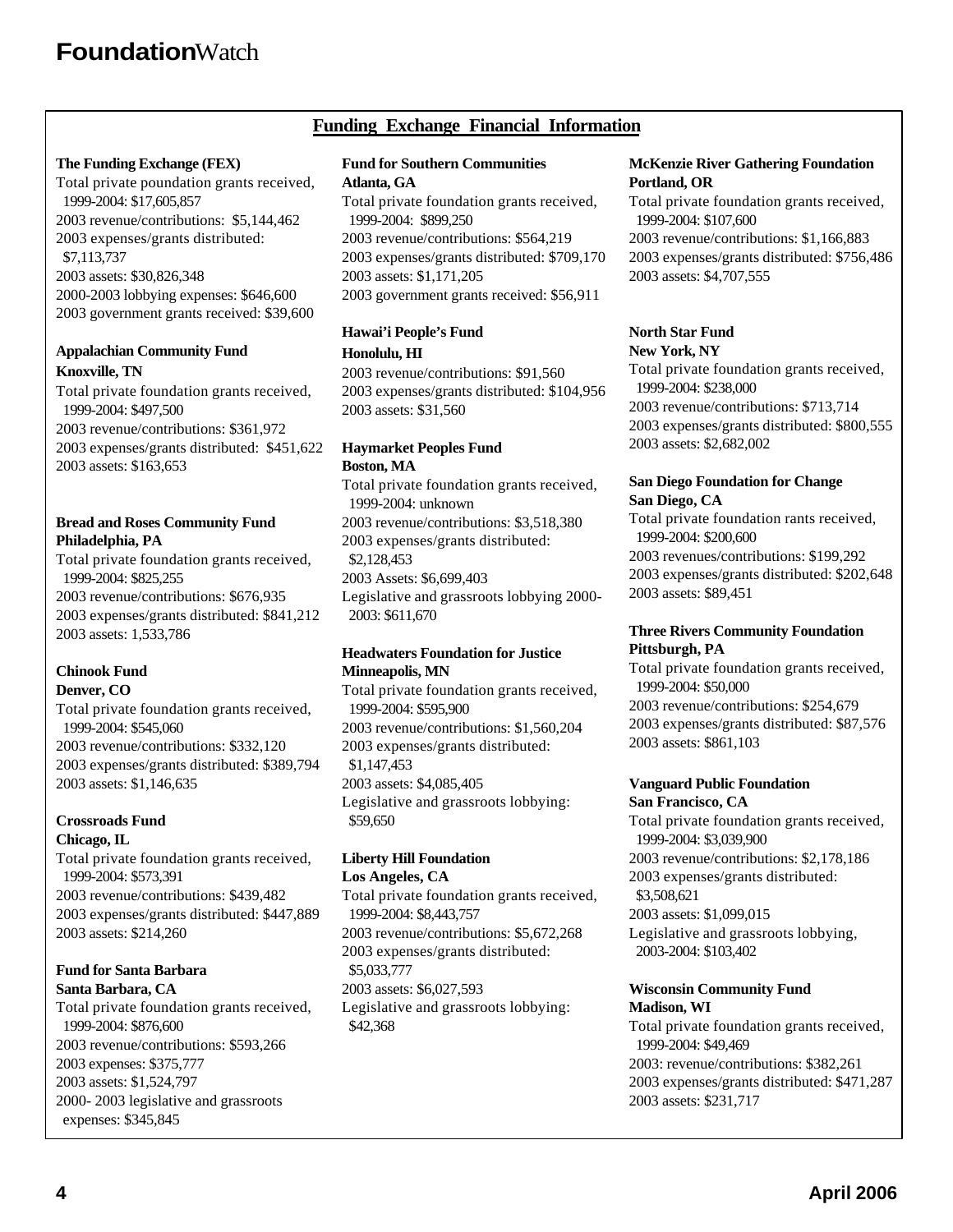## Funding Exchange Financial Information

**The Funding Exchange (FEX)**
Total private poundation grants received, 1999-2004: $17,605,857
2003 revenue/contributions: $5,144,462
2003 expenses/grants distributed: $7,113,737
2003 assets: $30,826,348
2000-2003 lobbying expenses: $646,600
2003 government grants received: $39,600

**Appalachian Community Fund**
**Knoxville, TN**
Total private foundation grants received, 1999-2004: $497,500
2003 revenue/contributions: $361,972
2003 expenses/grants distributed: $451,622
2003 assets: $163,653

**Bread and Roses Community Fund**
**Philadelphia, PA**
Total private foundation grants received, 1999-2004: $825,255
2003 revenue/contributions: $676,935
2003 expenses/grants distributed: $841,212
2003 assets: 1,533,786

**Chinook Fund**
**Denver, CO**
Total private foundation grants received, 1999-2004: $545,060
2003 revenue/contributions: $332,120
2003 expenses/grants distributed: $389,794
2003 assets: $1,146,635

**Crossroads Fund**
**Chicago, IL**
Total private foundation grants received, 1999-2004: $573,391
2003 revenue/contributions: $439,482
2003 expenses/grants distributed: $447,889
2003 assets: $214,260

**Fund for Santa Barbara**
**Santa Barbara, CA**
Total private foundation grants received, 1999-2004: $876,600
2003 revenue/contributions: $593,266
2003 expenses: $375,777
2003 assets: $1,524,797
2000- 2003 legislative and grassroots expenses: $345,845

**Fund for Southern Communities**
**Atlanta, GA**
Total private foundation grants received, 1999-2004: $899,250
2003 revenue/contributions: $564,219
2003 expenses/grants distributed: $709,170
2003 assets: $1,171,205
2003 government grants received: $56,911

**Hawai'i People's Fund**
**Honolulu, HI**
2003 revenue/contributions: $91,560
2003 expenses/grants distributed: $104,956
2003 assets: $31,560

**Haymarket Peoples Fund**
**Boston, MA**
Total private foundation grants received, 1999-2004: unknown
2003 revenue/contributions: $3,518,380
2003 expenses/grants distributed: $2,128,453
2003 Assets: $6,699,403
Legislative and grassroots lobbying 2000-2003: $611,670

**Headwaters Foundation for Justice**
**Minneapolis, MN**
Total private foundation grants received, 1999-2004: $595,900
2003 revenue/contributions: $1,560,204
2003 expenses/grants distributed: $1,147,453
2003 assets: $4,085,405
Legislative and grassroots lobbying: $59,650

**Liberty Hill Foundation**
**Los Angeles, CA**
Total private foundation grants received, 1999-2004: $8,443,757
2003 revenue/contributions: $5,672,268
2003 expenses/grants distributed: $5,033,777
2003 assets: $6,027,593
Legislative and grassroots lobbying: $42,368

**McKenzie River Gathering Foundation**
**Portland, OR**
Total private foundation grants received, 1999-2004: $107,600
2003 revenue/contributions: $1,166,883
2003 expenses/grants distributed: $756,486
2003 assets: $4,707,555

**North Star Fund**
**New York, NY**
Total private foundation grants received, 1999-2004: $238,000
2003 revenue/contributions: $713,714
2003 expenses/grants distributed: $800,555
2003 assets: $2,682,002

**San Diego Foundation for Change**
**San Diego, CA**
Total private foundation rants received, 1999-2004: $200,600
2003 revenues/contributions: $199,292
2003 expenses/grants distributed: $202,648
2003 assets: $89,451

**Three Rivers Community Foundation**
**Pittsburgh, PA**
Total private foundation grants received, 1999-2004: $50,000
2003 revenue/contributions: $254,679
2003 expenses/grants distributed: $87,576
2003 assets: $861,103

**Vanguard Public Foundation**
**San Francisco, CA**
Total private foundation grants received, 1999-2004: $3,039,900
2003 revenue/contributions: $2,178,186
2003 expenses/grants distributed: $3,508,621
2003 assets: $1,099,015
Legislative and grassroots lobbying, 2003-2004: $103,402

**Wisconsin Community Fund**
**Madison, WI**
Total private foundation grants received, 1999-2004: $49,469
2003: revenue/contributions: $382,261
2003 expenses/grants distributed: $471,287
2003 assets: $231,717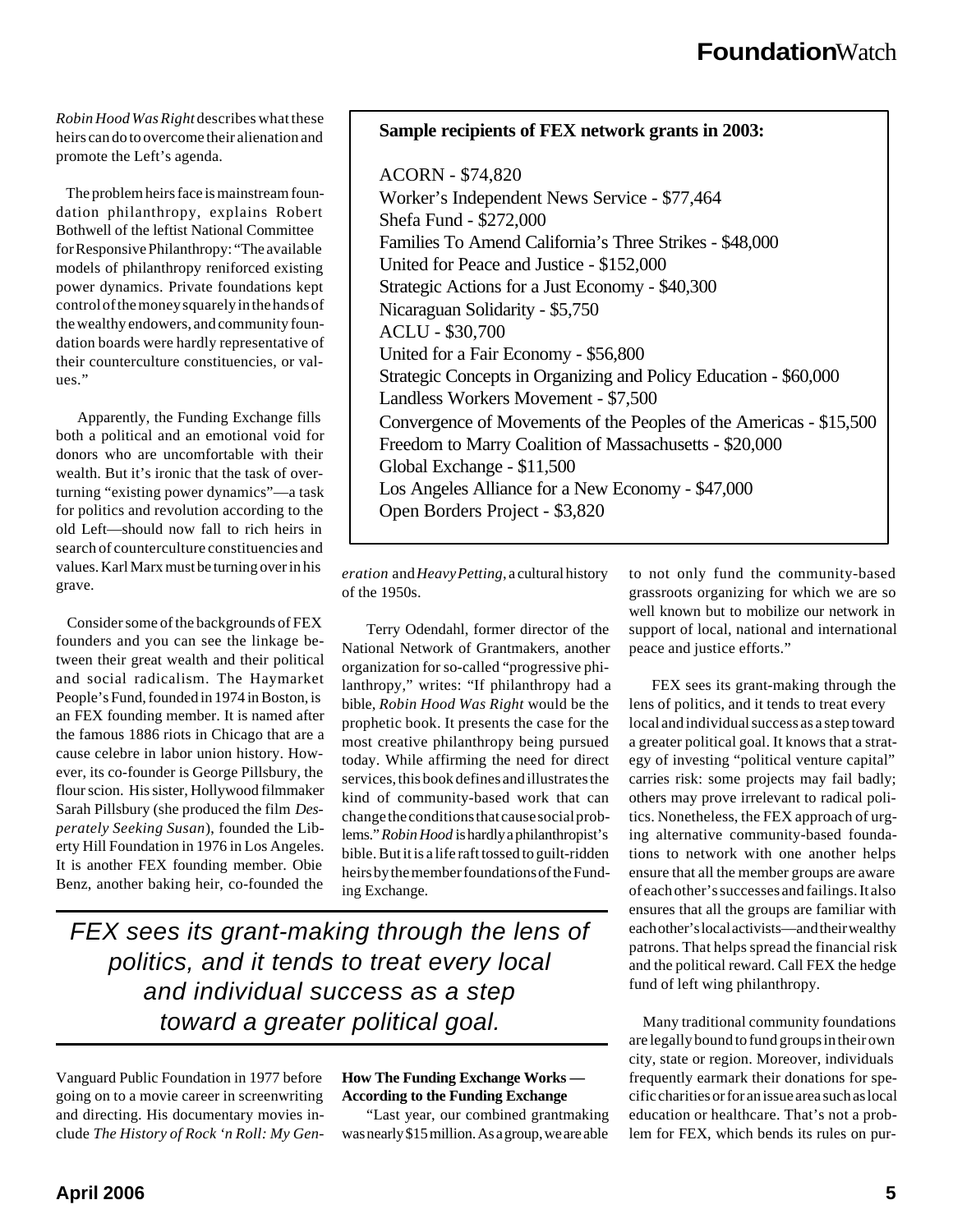*Robin Hood Was Right* describes what these heirs can do to overcome their alienation and promote the Left's agenda.

The problem heirs face is mainstream foundation philanthropy, explains Robert Bothwell of the leftist National Committee for Responsive Philanthropy: "The available models of philanthropy reniforced existing power dynamics. Private foundations kept control of the money squarely in the hands of the wealthy endowers, and community foundation boards were hardly representative of their counterculture constituencies, or values."

Apparently, the Funding Exchange fills both a political and an emotional void for donors who are uncomfortable with their wealth. But it's ironic that the task of overturning "existing power dynamics"—a task for politics and revolution according to the old Left—should now fall to rich heirs in search of counterculture constituencies and values. Karl Marx must be turning over in his grave.

Consider some of the backgrounds of FEX founders and you can see the linkage between their great wealth and their political and social radicalism. The Haymarket People's Fund, founded in 1974 in Boston, is an FEX founding member. It is named after the famous 1886 riots in Chicago that are a cause celebre in labor union history. However, its co-founder is George Pillsbury, the flour scion. His sister, Hollywood filmmaker Sarah Pillsbury (she produced the film *Desperately Seeking Susan*), founded the Liberty Hill Foundation in 1976 in Los Angeles. It is another FEX founding member. Obie Benz, another baking heir, co-founded the Vanguard Public Foundation in 1977 before going on to a movie career in screenwriting and directing. His documentary movies include *The History of Rock 'n Roll: My Generation* and *Heavy Petting*, a cultural history of the 1950s.

**Sample recipients of FEX network grants in 2003:**

- ACORN - $74,820
- Worker's Independent News Service - $77,464
- Shefa Fund - $272,000
- Families To Amend California's Three Strikes - $48,000
- United for Peace and Justice - $152,000
- Strategic Actions for a Just Economy - $40,300
- Nicaraguan Solidarity - $5,750
- ACLU - $30,700
- United for a Fair Economy - $56,800
- Strategic Concepts in Organizing and Policy Education - $60,000
- Landless Workers Movement - $7,500
- Convergence of Movements of the Peoples of the Americas - $15,500
- Freedom to Marry Coalition of Massachusetts - $20,000
- Global Exchange - $11,500
- Los Angeles Alliance for a New Economy - $47,000
- Open Borders Project - $3,820

Terry Odendahl, former director of the National Network of Grantmakers, another organization for so-called "progressive philanthropy," writes: "If philanthropy had a bible, *Robin Hood Was Right* would be the prophetic book. It presents the case for the most creative philanthropy being pursued today. While affirming the need for direct services, this book defines and illustrates the kind of community-based work that can change the conditions that cause social problems." *Robin Hood* is hardly a philanthropist's bible. But it is a life raft tossed to guilt-ridden heirs by the member foundations of the Funding Exchange.

*FEX sees its grant-making through the lens of politics, and it tends to treat every local and individual success as a step toward a greater political goal.*

**How The Funding Exchange Works — According to the Funding Exchange**

"Last year, our combined grantmaking was nearly $15 million. As a group, we are able to not only fund the community-based grassroots organizing for which we are so well known but to mobilize our network in support of local, national and international peace and justice efforts."

FEX sees its grant-making through the lens of politics, and it tends to treat every local and individual success as a step toward a greater political goal. It knows that a strategy of investing "political venture capital" carries risk: some projects may fail badly; others may prove irrelevant to radical politics. Nonetheless, the FEX approach of urging alternative community-based foundations to network with one another helps ensure that all the member groups are aware of each other's successes and failings. It also ensures that all the groups are familiar with each other's local activists—and their wealthy patrons. That helps spread the financial risk and the political reward. Call FEX the hedge fund of left wing philanthropy.

Many traditional community foundations are legally bound to fund groups in their own city, state or region. Moreover, individuals frequently earmark their donations for specific charities or for an issue area such as local education or healthcare. That's not a problem for FEX, which bends its rules on pur-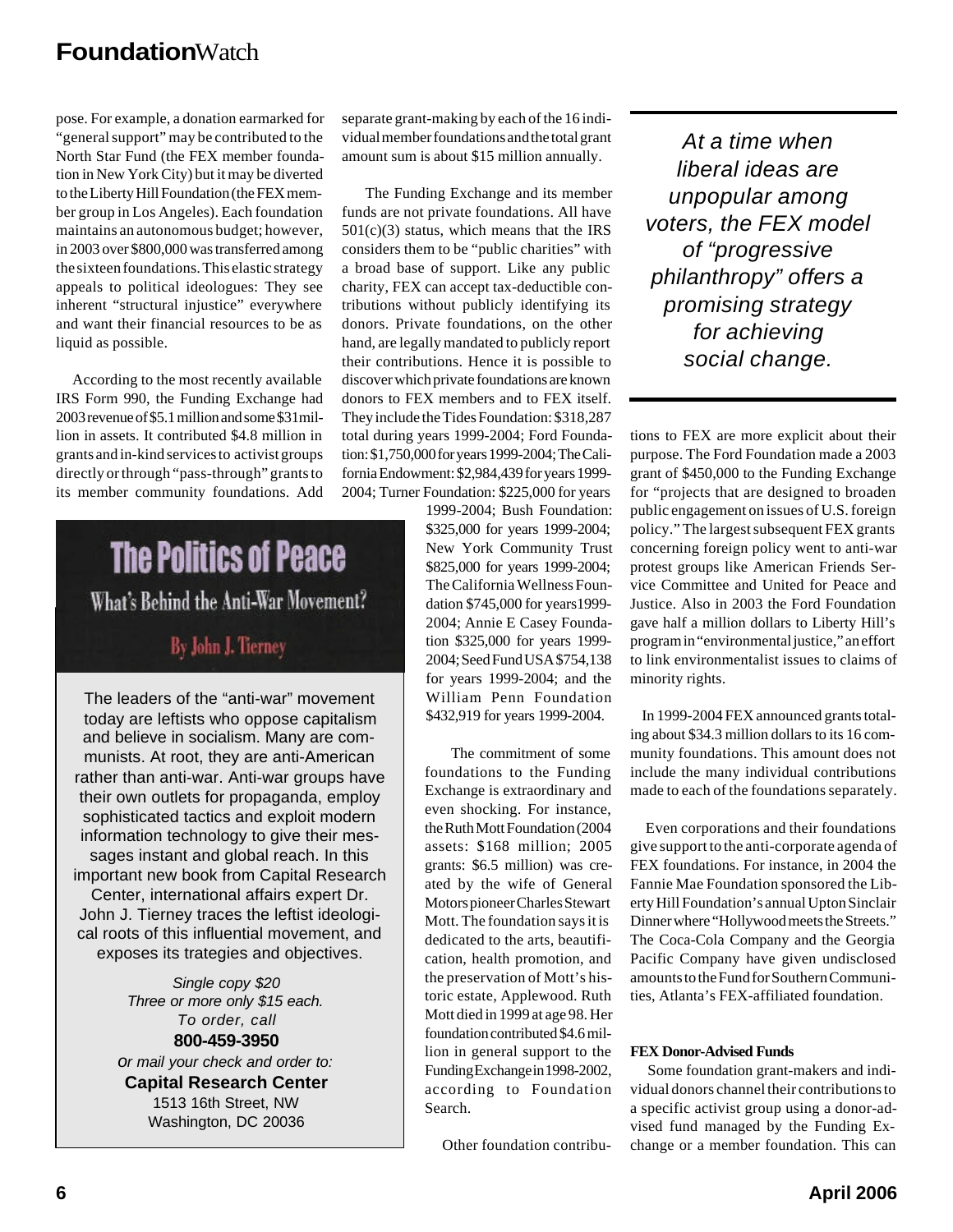pose. For example, a donation earmarked for "general support" may be contributed to the North Star Fund (the FEX member foundation in New York City) but it may be diverted to the Liberty Hill Foundation (the FEX member group in Los Angeles). Each foundation maintains an autonomous budget; however, in 2003 over $800,000 was transferred among the sixteen foundations. This elastic strategy appeals to political ideologues: They see inherent "structural injustice" everywhere and want their financial resources to be as liquid as possible.

According to the most recently available IRS Form 990, the Funding Exchange had 2003 revenue of $5.1 million and some $31million in assets. It contributed $4.8 million in grants and in-kind services to activist groups directly or through "pass-through" grants to its member community foundations. Add separate grant-making by each of the 16 individual member foundations and the total grant amount sum is about $15 million annually.

The Funding Exchange and its member funds are not private foundations. All have 501(c)(3) status, which means that the IRS considers them to be "public charities" with a broad base of support. Like any public charity, FEX can accept tax-deductible contributions without publicly identifying its donors. Private foundations, on the other hand, are legally mandated to publicly report their contributions. Hence it is possible to discover which private foundations are known donors to FEX members and to FEX itself. They include the Tides Foundation: $318,287 total during years 1999-2004; Ford Foundation: $1,750,000 for years 1999-2004; The California Endowment: $2,984,439 for years 1999-2004; Turner Foundation: $225,000 for years 1999-2004; Bush Foundation: $325,000 for years 1999-2004; New York Community Trust $825,000 for years 1999-2004; The California Wellness Foundation $745,000 for years1999-2004; Annie E Casey Foundation $325,000 for years 1999-2004; Seed Fund USA $754,138 for years 1999-2004; and the William Penn Foundation $432,919 for years 1999-2004.

The commitment of some foundations to the Funding Exchange is extraordinary and even shocking. For instance, the Ruth Mott Foundation (2004 assets: $168 million; 2005 grants: $6.5 million) was created by the wife of General Motors pioneer Charles Stewart Mott. The foundation says it is dedicated to the arts, beautification, health promotion, and the preservation of Mott's historic estate, Applewood. Ruth Mott died in 1999 at age 98. Her foundation contributed $4.6 million in general support to the Funding Exchange in 1998-2002, according to Foundation Search.

Other foundation contributions to FEX are more explicit about their purpose. The Ford Foundation made a 2003 grant of $450,000 to the Funding Exchange for "projects that are designed to broaden public engagement on issues of U.S. foreign policy." The largest subsequent FEX grants concerning foreign policy went to anti-war protest groups like American Friends Service Committee and United for Peace and Justice. Also in 2003 the Ford Foundation gave half a million dollars to Liberty Hill's program in "environmental justice," an effort to link environmentalist issues to claims of minority rights.

*At a time when liberal ideas are unpopular among voters, the FEX model of "progressive philanthropy" offers a promising strategy for achieving social change.*

In 1999-2004 FEX announced grants totaling about $34.3 million dollars to its 16 community foundations. This amount does not include the many individual contributions made to each of the foundations separately.

Even corporations and their foundations give support to the anti-corporate agenda of FEX foundations. For instance, in 2004 the Fannie Mae Foundation sponsored the Liberty Hill Foundation's annual Upton Sinclair Dinner where "Hollywood meets the Streets." The Coca-Cola Company and the Georgia Pacific Company have given undisclosed amounts to the Fund for Southern Communities, Atlanta's FEX-affiliated foundation.

**FEX Donor-Advised Funds**

Some foundation grant-makers and individual donors channel their contributions to a specific activist group using a donor-advised fund managed by the Funding Exchange or a member foundation. This can

---

## The Politics of Peace

### What's Behind the Anti-War Movement?

By John J. Tierney

The leaders of the "anti-war" movement today are leftists who oppose capitalism and believe in socialism. Many are communists. At root, they are anti-American rather than anti-war. Anti-war groups have their own outlets for propaganda, employ sophisticated tactics and exploit modern information technology to give their messages instant and global reach. In this important new book from Capital Research Center, international affairs expert Dr. John J. Tierney traces the leftist ideological roots of this influential movement, and exposes its trategies and objectives.

*Single copy $20*
*Three or more only $15 each.*
*To order, call*
**800-459-3950**
*or mail your check and order to:*
**Capital Research Center**
1513 16th Street, NW
Washington, DC 20036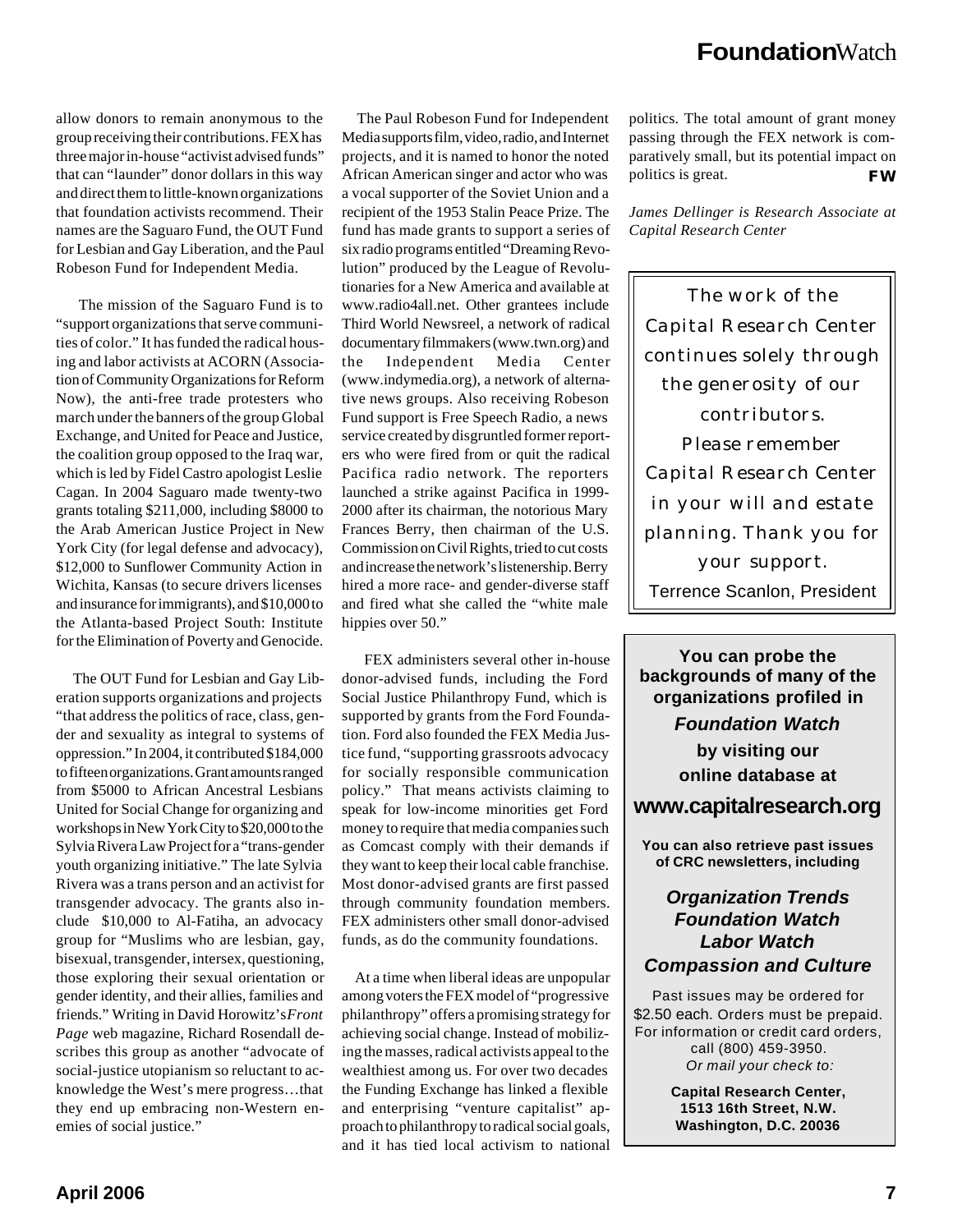allow donors to remain anonymous to the group receiving their contributions. FEX has three major in-house "activist advised funds" that can "launder" donor dollars in this way and direct them to little-known organizations that foundation activists recommend. Their names are the Saguaro Fund, the OUT Fund for Lesbian and Gay Liberation, and the Paul Robeson Fund for Independent Media.

The mission of the Saguaro Fund is to "support organizations that serve communities of color." It has funded the radical housing and labor activists at ACORN (Association of Community Organizations for Reform Now), the anti-free trade protesters who march under the banners of the group Global Exchange, and United for Peace and Justice, the coalition group opposed to the Iraq war, which is led by Fidel Castro apologist Leslie Cagan. In 2004 Saguaro made twenty-two grants totaling $211,000, including $8000 to the Arab American Justice Project in New York City (for legal defense and advocacy), $12,000 to Sunflower Community Action in Wichita, Kansas (to secure drivers licenses and insurance for immigrants), and $10,000 to the Atlanta-based Project South: Institute for the Elimination of Poverty and Genocide.

The OUT Fund for Lesbian and Gay Liberation supports organizations and projects "that address the politics of race, class, gender and sexuality as integral to systems of oppression." In 2004, it contributed $184,000 to fifteen organizations. Grant amounts ranged from $5000 to African Ancestral Lesbians United for Social Change for organizing and workshops in New York City to $20,000 to the Sylvia Rivera Law Project for a "trans-gender youth organizing initiative." The late Sylvia Rivera was a trans person and an activist for transgender advocacy. The grants also include $10,000 to Al-Fatiha, an advocacy group for "Muslims who are lesbian, gay, bisexual, transgender, intersex, questioning, those exploring their sexual orientation or gender identity, and their allies, families and friends." Writing in David Horowitz's *Front Page* web magazine, Richard Rosendall describes this group as another "advocate of social-justice utopianism so reluctant to acknowledge the West's mere progress…that they end up embracing non-Western enemies of social justice."

The Paul Robeson Fund for Independent Media supports film, video, radio, and Internet projects, and it is named to honor the noted African American singer and actor who was a vocal supporter of the Soviet Union and a recipient of the 1953 Stalin Peace Prize. The fund has made grants to support a series of six radio programs entitled "Dreaming Revolution" produced by the League of Revolutionaries for a New America and available at www.radio4all.net. Other grantees include Third World Newsreel, a network of radical documentary filmmakers (www.twn.org) and the Independent Media Center (www.indymedia.org), a network of alternative news groups. Also receiving Robeson Fund support is Free Speech Radio, a news service created by disgruntled former reporters who were fired from or quit the radical Pacifica radio network. The reporters launched a strike against Pacifica in 1999-2000 after its chairman, the notorious Mary Frances Berry, then chairman of the U.S. Commission on Civil Rights, tried to cut costs and increase the network's listenership. Berry hired a more race- and gender-diverse staff and fired what she called the "white male hippies over 50."

FEX administers several other in-house donor-advised funds, including the Ford Social Justice Philanthropy Fund, which is supported by grants from the Ford Foundation. Ford also founded the FEX Media Justice fund, "supporting grassroots advocacy for socially responsible communication policy." That means activists claiming to speak for low-income minorities get Ford money to require that media companies such as Comcast comply with their demands if they want to keep their local cable franchise. Most donor-advised grants are first passed through community foundation members. FEX administers other small donor-advised funds, as do the community foundations.

At a time when liberal ideas are unpopular among voters the FEX model of "progressive philanthropy" offers a promising strategy for achieving social change. Instead of mobilizing the masses, radical activists appeal to the wealthiest among us. For over two decades the Funding Exchange has linked a flexible and enterprising "venture capitalist" approach to philanthropy to radical social goals, and it has tied local activism to national politics. The total amount of grant money passing through the FEX network is comparatively small, but its potential impact on politics is great. **FW**

*James Dellinger is Research Associate at Capital Research Center*

---

The work of the Capital Research Center continues solely through the generosity of our contributors. Please remember Capital Research Center in your will and estate planning. Thank you for your support.

Terrence Scanlon, President

---

**You can probe the backgrounds of many of the organizations profiled in**

***Foundation Watch***

**by visiting our online database at**

**www.capitalresearch.org**

**You can also retrieve past issues of CRC newsletters, including**

***Organization Trends***
***Foundation Watch***
***Labor Watch***
***Compassion and Culture***

Past issues may be ordered for $2.50 each. Orders must be prepaid. For information or credit card orders, call (800) 459-3950.
*Or mail your check to:*

**Capital Research Center,**
**1513 16th Street, N.W.**
**Washington, D.C. 20036**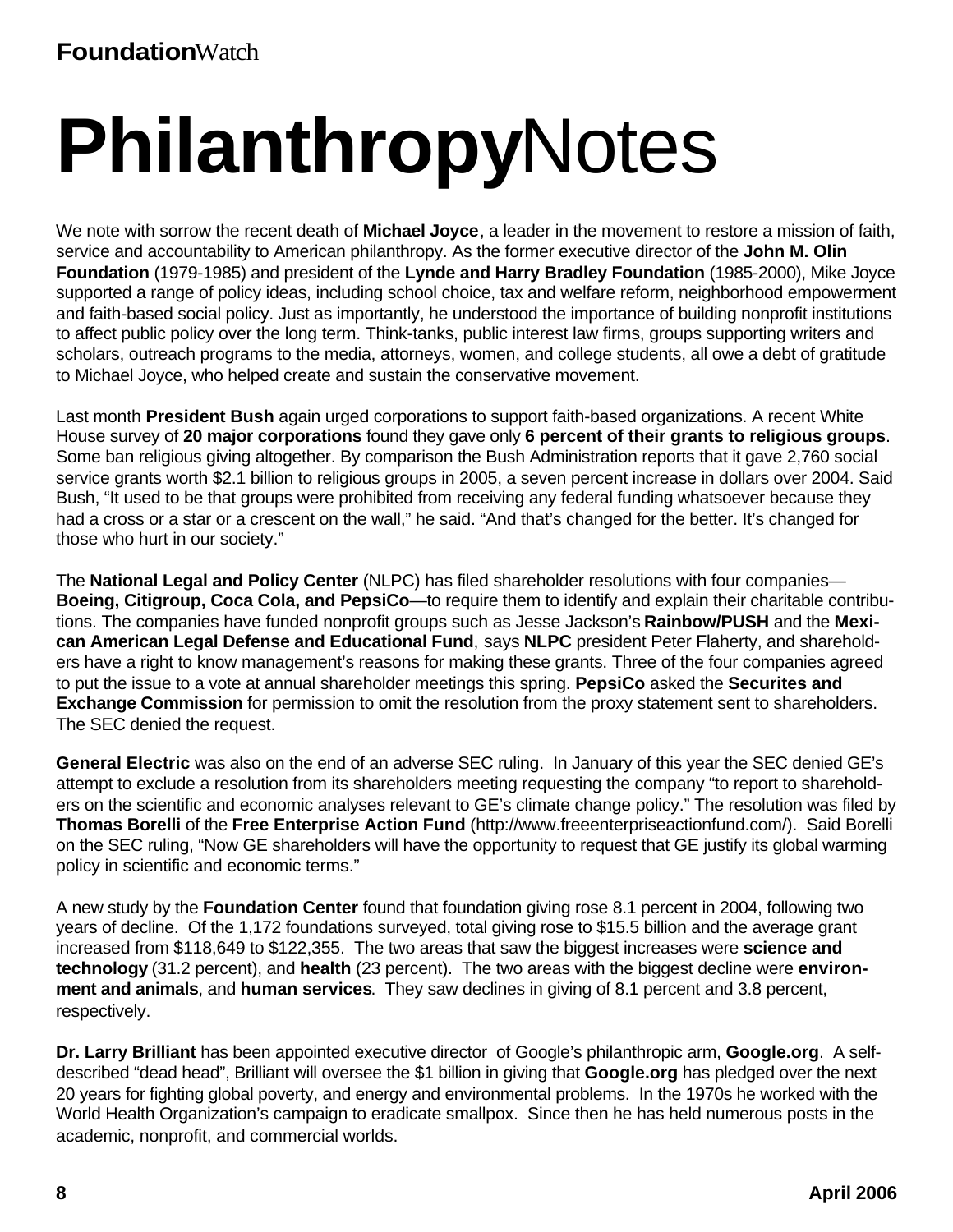# **Philanthropy**Notes

We note with sorrow the recent death of **Michael Joyce**, a leader in the movement to restore a mission of faith, service and accountability to American philanthropy. As the former executive director of the **John M. Olin Foundation** (1979-1985) and president of the **Lynde and Harry Bradley Foundation** (1985-2000), Mike Joyce supported a range of policy ideas, including school choice, tax and welfare reform, neighborhood empowerment and faith-based social policy. Just as importantly, he understood the importance of building nonprofit institutions to affect public policy over the long term. Think-tanks, public interest law firms, groups supporting writers and scholars, outreach programs to the media, attorneys, women, and college students, all owe a debt of gratitude to Michael Joyce, who helped create and sustain the conservative movement.

Last month **President Bush** again urged corporations to support faith-based organizations. A recent White House survey of **20 major corporations** found they gave only **6 percent of their grants to religious groups**. Some ban religious giving altogether. By comparison the Bush Administration reports that it gave 2,760 social service grants worth $2.1 billion to religious groups in 2005, a seven percent increase in dollars over 2004. Said Bush, "It used to be that groups were prohibited from receiving any federal funding whatsoever because they had a cross or a star or a crescent on the wall," he said. "And that's changed for the better. It's changed for those who hurt in our society."

The **National Legal and Policy Center** (NLPC) has filed shareholder resolutions with four companies—**Boeing, Citigroup, Coca Cola, and PepsiCo**—to require them to identify and explain their charitable contributions. The companies have funded nonprofit groups such as Jesse Jackson's **Rainbow/PUSH** and the **Mexican American Legal Defense and Educational Fund**, says **NLPC** president Peter Flaherty, and shareholders have a right to know management's reasons for making these grants. Three of the four companies agreed to put the issue to a vote at annual shareholder meetings this spring. **PepsiCo** asked the **Securites and Exchange Commission** for permission to omit the resolution from the proxy statement sent to shareholders. The SEC denied the request.

**General Electric** was also on the end of an adverse SEC ruling. In January of this year the SEC denied GE's attempt to exclude a resolution from its shareholders meeting requesting the company "to report to shareholders on the scientific and economic analyses relevant to GE's climate change policy." The resolution was filed by **Thomas Borelli** of the **Free Enterprise Action Fund** (http://www.freeenterpriseactionfund.com/). Said Borelli on the SEC ruling, "Now GE shareholders will have the opportunity to request that GE justify its global warming policy in scientific and economic terms."

A new study by the **Foundation Center** found that foundation giving rose 8.1 percent in 2004, following two years of decline. Of the 1,172 foundations surveyed, total giving rose to $15.5 billion and the average grant increased from $118,649 to $122,355. The two areas that saw the biggest increases were **science and technology** (31.2 percent), and **health** (23 percent). The two areas with the biggest decline were **environment and animals**, and **human services**. They saw declines in giving of 8.1 percent and 3.8 percent, respectively.

**Dr. Larry Brilliant** has been appointed executive director of Google's philanthropic arm, **Google.org**. A self-described "dead head", Brilliant will oversee the $1 billion in giving that **Google.org** has pledged over the next 20 years for fighting global poverty, and energy and environmental problems. In the 1970s he worked with the World Health Organization's campaign to eradicate smallpox. Since then he has held numerous posts in the academic, nonprofit, and commercial worlds.